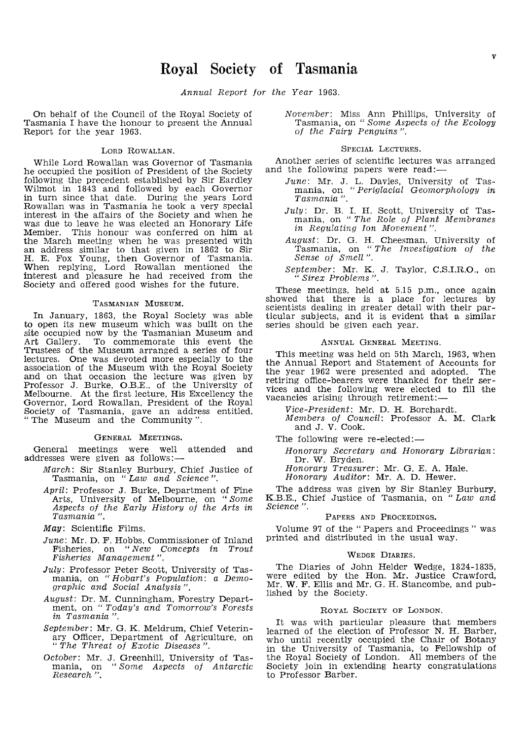# Royal Society of Tasmania

*Annual Report for the Year 1963.*

On behalf of the Council of the Royal Society of Tasmania I have the honour to present the Annual Report for the year 1963.

## Lord Rowallan.

While Lord Rowallan was Governor of Tasmania he occupied the position of President of the Society following the precedent established by Sir Eardley Wilmot in 1843 and followed by each Governor in turn since that date. During the years Lord Rowallan was in Tasmania he took a very special interest in the affairs of the Society and when he was due to leave he was elected an Honorary Life Member. This honour was conferred on him at the March meeting when he was presented with an address similar to that given in 1862 to Sir H. E. Fox Young, then Governor of Tasmania. When replying, Lord Rowallan mentioned the interest and pleasure he had received from the Society and offered good wishes for the future.

## Tasmanian Museum.

In January, 1863, the Royal Society was able to open its new museum which was built on the site occupied now by the Tasmanian Museum and Art Gallery. To commemorate this event the Trustees of the Museum arranged a series of four lectures. One was devoted more especially to the association of the Museum with the Royal Society and on that occasion the lecture was given by Professor J. Burke, O.B.E., of the University of Melbourne. At the first lecture, His Excellency the Governor, Lord Rowallan, President of the Royal Society of Tasmania, gave an address entitled, " The Museum and the Community ".

## General Meetings.

General meetings were well attended and addresses were given as follows:—

*March*: Sir Stanley Burbury, Chief Justice of Tasmania, on " *Law and Science* ".

*April*: Professor J. Burke, Department of Fine Arts, University of Melbourne, on " *Some Aspects of the Early History of the Arts in Tasmania* ".

*May*: Scientific Films.

*June*: Mr. D. F. Hobbs, Commissioner of Inland Fisheries, on " *New Concepts in Trout Fisheries Management* ".

*July*: Professor Peter Scott, University of Tasmania, on " *Hobart's Population: a Demographic and Social Analysis* ".

*August*: Dr. M. Cunningham, Forestry Department, on " *Today's and Tomorrow's Forests in Tasmania* ".

*September*: Mr. G. K. Meldrum, Chief Veterinary Officer, Department of Agriculture, on " *The Threat of Exotic Diseases* ".

*October*: Mr. J. Greenhill, University of Tasmania, on " *Some Aspects of Antarctic Research* ".

*November*: Miss Ann Phillips, University of Tasmania, on " *Some Aspects of the Ecology of the Fairy Penguins* ".

## Special Lectures.

Another series of scientific lectures was arranged and the following papers were read:—

*June*: Mr. J. L. Davies, University of Tasmania, on " *Periglacial Geomorphology in Tasmania* ".

*July*: Dr. B. I. H. Scott, University of Tasmania, on " *The Role of Plant Membranes in Regulating Ion Movement* ".

*August*: Dr. G. H. Cheesman, University of Tasmania, on " *The Investigation of the Sense of Smell* ".

*September*: Mr. K. J. Taylor, C.S.I.R.O., on " *Sirex Problems* ".

These meetings, held at 5.15 p.m., once again showed that there is a place for lectures by scientists dealing in greater detail with their particular subjects, and it is evident that a similar series should be given each year.

## Annual General Meeting.

This meeting was held on 5th March, 1963, when the Annual Report and Statement of Accounts for the year 1962 were presented and adopted. The retiring office-bearers were thanked for their services and the following were elected to fill the vacancies arising through retirement:—

*Vice-President*: Mr. D. H. Borchardt.
*Members of Council*: Professor A. M. Clark and J. V. Cook.

The following were re-elected:—

*Honorary Secretary and Honorary Librarian*: Dr. W. Bryden.
*Honorary Treasurer*: Mr. G. E. A. Hale.
*Honorary Auditor*: Mr. A. D. Hewer.

The address was given by Sir Stanley Burbury, K.B.E., Chief Justice of Tasmania, on " *Law and Science* ".

## Papers and Proceedings.

Volume 97 of the " Papers and Proceedings " was printed and distributed in the usual way.

## Wedge Diaries.

The Diaries of John Helder Wedge, 1824-1835, were edited by the Hon. Mr. Justice Crawford, Mr. W. F. Ellis and Mr. G. H. Stancombe, and published by the Society.

## Royal Society of London.

It was with particular pleasure that members learned of the election of Professor N. H. Barber, who until recently occupied the Chair of Botany in the University of Tasmania, to Fellowship of the Royal Society of London. All members of the Society join in extending hearty congratulations to Professor Barber.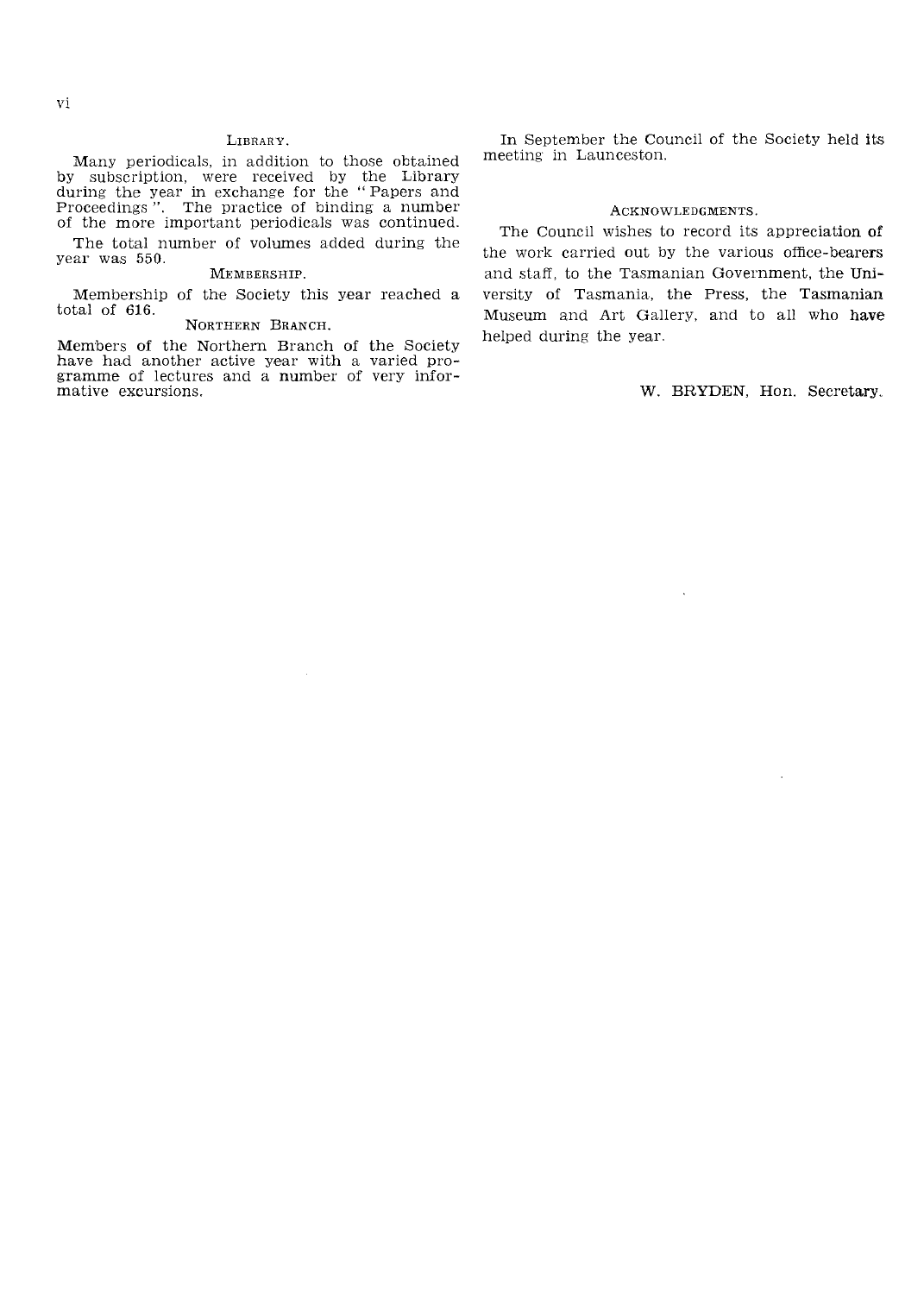## LIBRARY.

Many periodicals, in addition to those obtained by subscription, were received by the Library during the year in exchange for the "Papers and Proceedings". The practice of binding a number of the more important periodicals was continued.

The total number of volumes added during the year was 550.

## MEMBERSHIP.

Membership of the Society this year reached a total of 616.

## NORTHERN BRANCH.

Members of the Northern Branch of the Society have had another active year with a varied programme of lectures and a number of very informative excursions.

In September the Council of the Society held its meeting in Launceston.

## ACKNOWLEDGMENTS.

The Council wishes to record its appreciation of the work carried out by the various office-bearers and staff, to the Tasmanian Government, the University of Tasmania, the Press, the Tasmanian Museum and Art Gallery, and to all who have helped during the year.

W. BRYDEN, Hon. Secretary.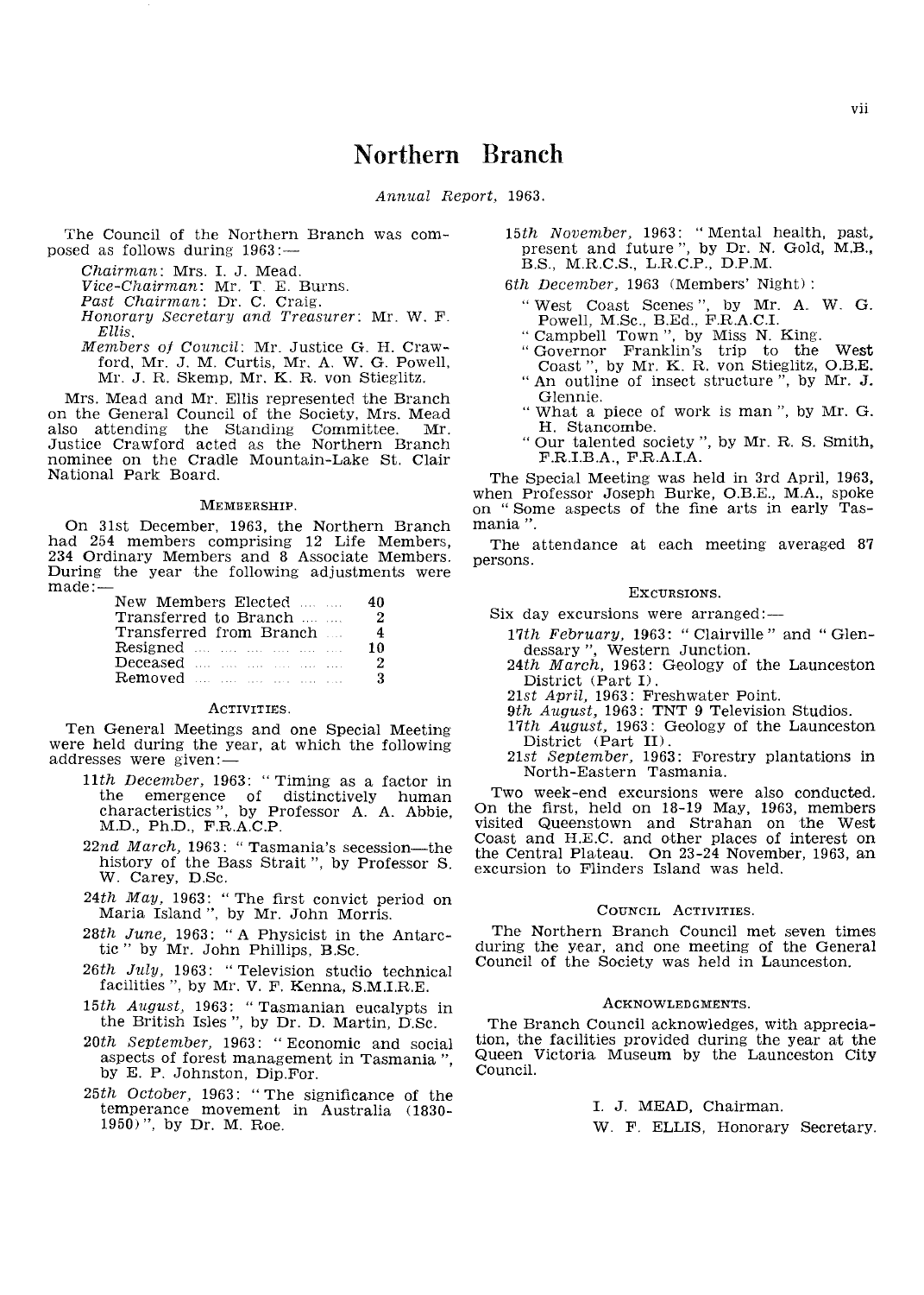# Northern Branch

*Annual Report, 1963.*

The Council of the Northern Branch was composed as follows during 1963:—

*Chairman*: Mrs. I. J. Mead.
*Vice-Chairman*: Mr. T. E. Burns.
*Past Chairman*: Dr. C. Craig.
*Honorary Secretary and Treasurer*: Mr. W. F. Ellis.
*Members of Council*: Mr. Justice G. H. Crawford, Mr. J. M. Curtis, Mr. A. W. G. Powell, Mr. J. R. Skemp, Mr. K. R. von Stieglitz.

Mrs. Mead and Mr. Ellis represented the Branch on the General Council of the Society, Mrs. Mead also attending the Standing Committee. Mr. Justice Crawford acted as the Northern Branch nominee on the Cradle Mountain-Lake St. Clair National Park Board.

### Membership.

On 31st December, 1963, the Northern Branch had 254 members comprising 12 Life Members, 234 Ordinary Members and 8 Associate Members. During the year the following adjustments were made:—

| | |
|---|---|
| New Members Elected | 40 |
| Transferred to Branch | 2 |
| Transferred from Branch | 4 |
| Resigned | 10 |
| Deceased | 2 |
| Removed | 3 |

### Activities.

Ten General Meetings and one Special Meeting were held during the year, at which the following addresses were given:—

*11th December*, 1963: " Timing as a factor in the emergence of distinctively human characteristics ", by Professor A. A. Abbie, M.D., Ph.D., F.R.A.C.P.

*22nd March*, 1963: " Tasmania's secession—the history of the Bass Strait ", by Professor S. W. Carey, D.Sc.

*24th May*, 1963: " The first convict period on Maria Island ", by Mr. John Morris.

*28th June*, 1963: " A Physicist in the Antarctic " by Mr. John Phillips, B.Sc.

*26th July*, 1963: " Television studio technical facilities ", by Mr. V. F. Kenna, S.M.I.R.E.

*15th August*, 1963: " Tasmanian eucalypts in the British Isles ", by Dr. D. Martin, D.Sc.

*20th September*, 1963: " Economic and social aspects of forest management in Tasmania ", by E. P. Johnston, Dip.For.

*25th October*, 1963: " The significance of the temperance movement in Australia (1830-1950) ", by Dr. M. Roe.

*15th November*, 1963: " Mental health, past, present and future ", by Dr. N. Gold, M.B., B.S., M.R.C.S., L.R.C.P., D.P.M.

*6th December*, 1963 (Members' Night):

- " West Coast Scenes ", by Mr. A. W. G. Powell, M.Sc., B.Ed., F.R.A.C.I.
- " Campbell Town ", by Miss N. King.
- " Governor Franklin's trip to the West Coast ", by Mr. K. R. von Stieglitz, O.B.E.
- " An outline of insect structure ", by Mr. J. Glennie.
- " What a piece of work is man ", by Mr. G. H. Stancombe.
- " Our talented society ", by Mr. R. S. Smith, F.R.I.B.A., F.R.A.I.A.

The Special Meeting was held in 3rd April, 1963, when Professor Joseph Burke, O.B.E., M.A., spoke on " Some aspects of the fine arts in early Tasmania ".

The attendance at each meeting averaged 87 persons.

### Excursions.

Six day excursions were arranged:—

*17th February*, 1963: " Clairville " and " Glendessary ", Western Junction.
*24th March*, 1963: Geology of the Launceston District (Part I).
*21st April*, 1963: Freshwater Point.
*9th August*, 1963: TNT 9 Television Studios.
*17th August*, 1963: Geology of the Launceston District (Part II).
*21st September*, 1963: Forestry plantations in North-Eastern Tasmania.

Two week-end excursions were also conducted. On the first, held on 18-19 May, 1963, members visited Queenstown and Strahan on the West Coast and H.E.C. and other places of interest on the Central Plateau. On 23-24 November, 1963, an excursion to Flinders Island was held.

### Council Activities.

The Northern Branch Council met seven times during the year, and one meeting of the General Council of the Society was held in Launceston.

### Acknowledgments.

The Branch Council acknowledges, with appreciation, the facilities provided during the year at the Queen Victoria Museum by the Launceston City Council.

I. J. MEAD, Chairman.
W. F. ELLIS, Honorary Secretary.